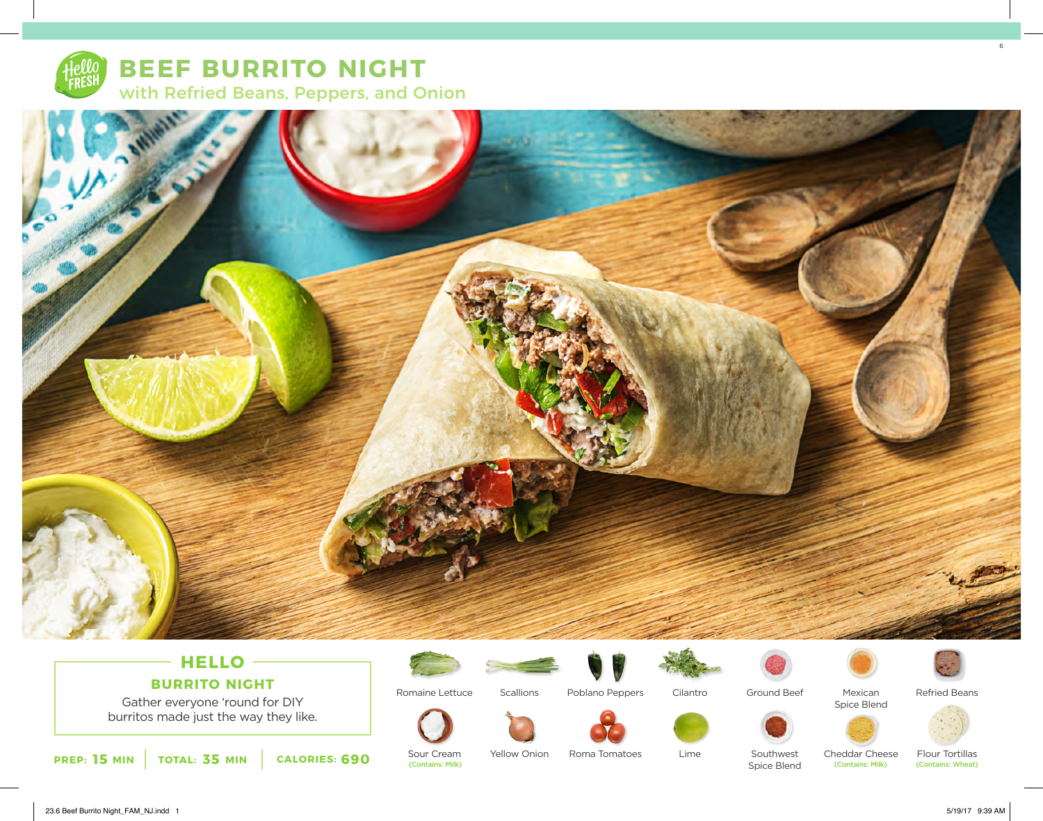# BEEF BURRITO NIGHT

## with Refried Beans, Peppers, and Onion

### HELLO

### BURRITO NIGHT

Gather everyone 'round for DIY burritos made just the way they like.

**PREP: 15 MIN** | **TOTAL: 35 MIN** | **CALORIES: 690**

- Romaine Lettuce
- Scallions
- Poblano Peppers
- Cilantro
- Ground Beef
- Mexican Spice Blend
- Refried Beans
- Sour Cream (Contains: Milk)
- Yellow Onion
- Roma Tomatoes
- Lime
- Southwest Spice Blend
- Cheddar Cheese (Contains: Milk)
- Flour Tortillas (Contains: Wheat)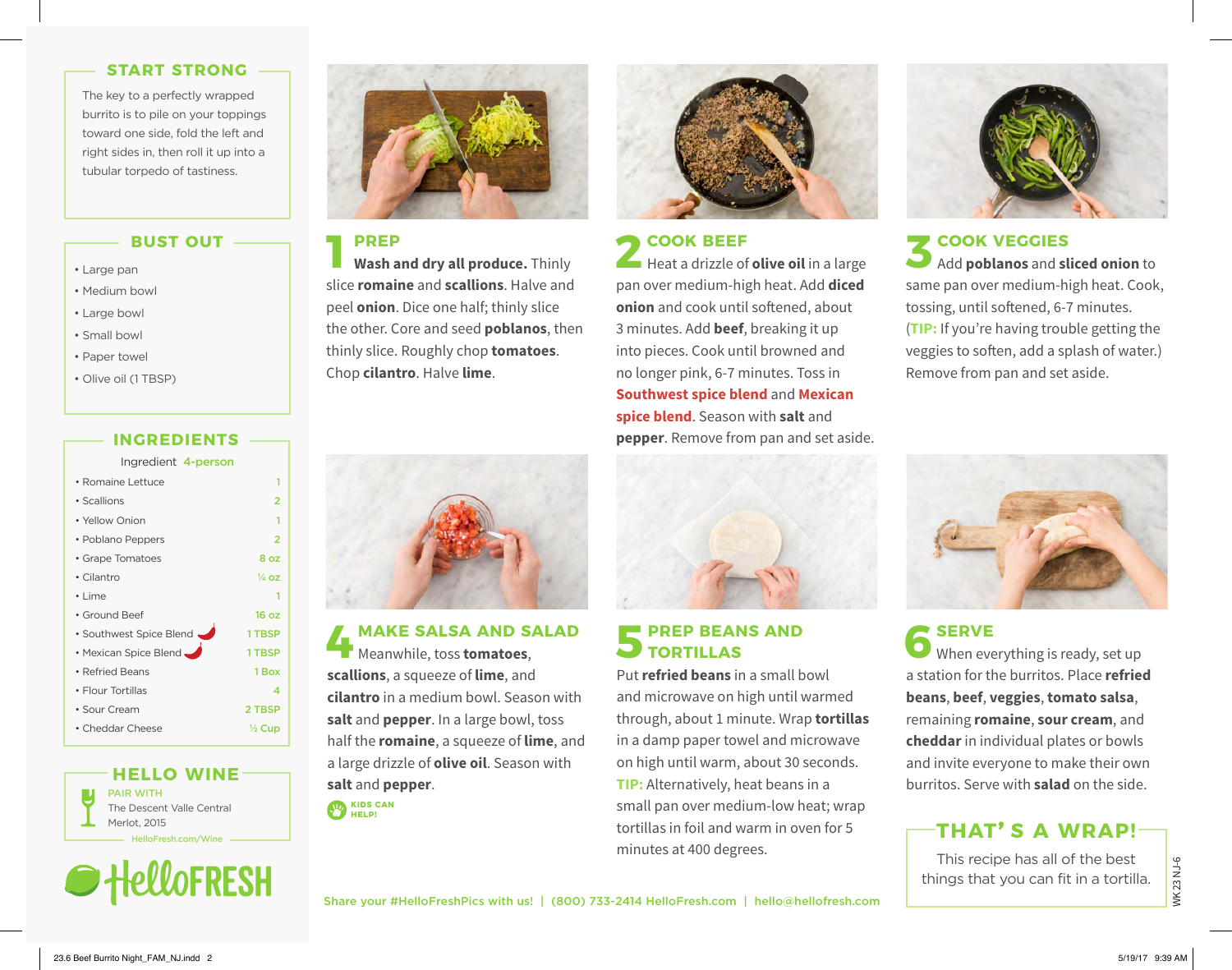## START STRONG

The key to a perfectly wrapped burrito is to pile on your toppings toward one side, fold the left and right sides in, then roll it up into a tubular torpedo of tastiness.

## BUST OUT

- Large pan
- Medium bowl
- Large bowl
- Small bowl
- Paper towel
- Olive oil (1 TBSP)

## INGREDIENTS

| Ingredient | 4-person |
|---|---|
| • Romaine Lettuce | 1 |
| • Scallions | 2 |
| • Yellow Onion | 1 |
| • Poblano Peppers | 2 |
| • Grape Tomatoes | 8 oz |
| • Cilantro | ¼ oz |
| • Lime | 1 |
| • Ground Beef | 16 oz |
| • Southwest Spice Blend | 1 TBSP |
| • Mexican Spice Blend | 1 TBSP |
| • Refried Beans | 1 Box |
| • Flour Tortillas | 4 |
| • Sour Cream | 2 TBSP |
| • Cheddar Cheese | ½ Cup |

## HELLO WINE

PAIR WITH
The Descent Valle Central Merlot, 2015

HelloFresh.com/Wine

HelloFRESH

## 1 PREP

**Wash and dry all produce.** Thinly slice **romaine** and **scallions**. Halve and peel **onion**. Dice one half; thinly slice the other. Core and seed **poblanos**, then thinly slice. Roughly chop **tomatoes**. Chop **cilantro**. Halve **lime**.

## 2 COOK BEEF

Heat a drizzle of **olive oil** in a large pan over medium-high heat. Add **diced onion** and cook until softened, about 3 minutes. Add **beef**, breaking it up into pieces. Cook until browned and no longer pink, 6-7 minutes. Toss in **Southwest spice blend** and **Mexican spice blend**. Season with **salt** and **pepper**. Remove from pan and set aside.

## 3 COOK VEGGIES

Add **poblanos** and **sliced onion** to same pan over medium-high heat. Cook, tossing, until softened, 6-7 minutes. (**TIP:** If you're having trouble getting the veggies to soften, add a splash of water.) Remove from pan and set aside.

## 4 MAKE SALSA AND SALAD

Meanwhile, toss **tomatoes**, **scallions**, a squeeze of **lime**, and **cilantro** in a medium bowl. Season with **salt** and **pepper**. In a large bowl, toss half the **romaine**, a squeeze of **lime**, and a large drizzle of **olive oil**. Season with **salt** and **pepper**.

KIDS CAN HELP!

## 5 PREP BEANS AND TORTILLAS

Put **refried beans** in a small bowl and microwave on high until warmed through, about 1 minute. Wrap **tortillas** in a damp paper towel and microwave on high until warm, about 30 seconds. **TIP:** Alternatively, heat beans in a small pan over medium-low heat; wrap tortillas in foil and warm in oven for 5 minutes at 400 degrees.

## 6 SERVE

When everything is ready, set up a station for the burritos. Place **refried beans**, **beef**, **veggies**, **tomato salsa**, remaining **romaine**, **sour cream**, and **cheddar** in individual plates or bowls and invite everyone to make their own burritos. Serve with **salad** on the side.

## THAT'S A WRAP!

This recipe has all of the best things that you can fit in a tortilla.

Share your #HelloFreshPics with us! | (800) 733-2414 HelloFresh.com | hello@hellofresh.com

WK 23 NJ-6